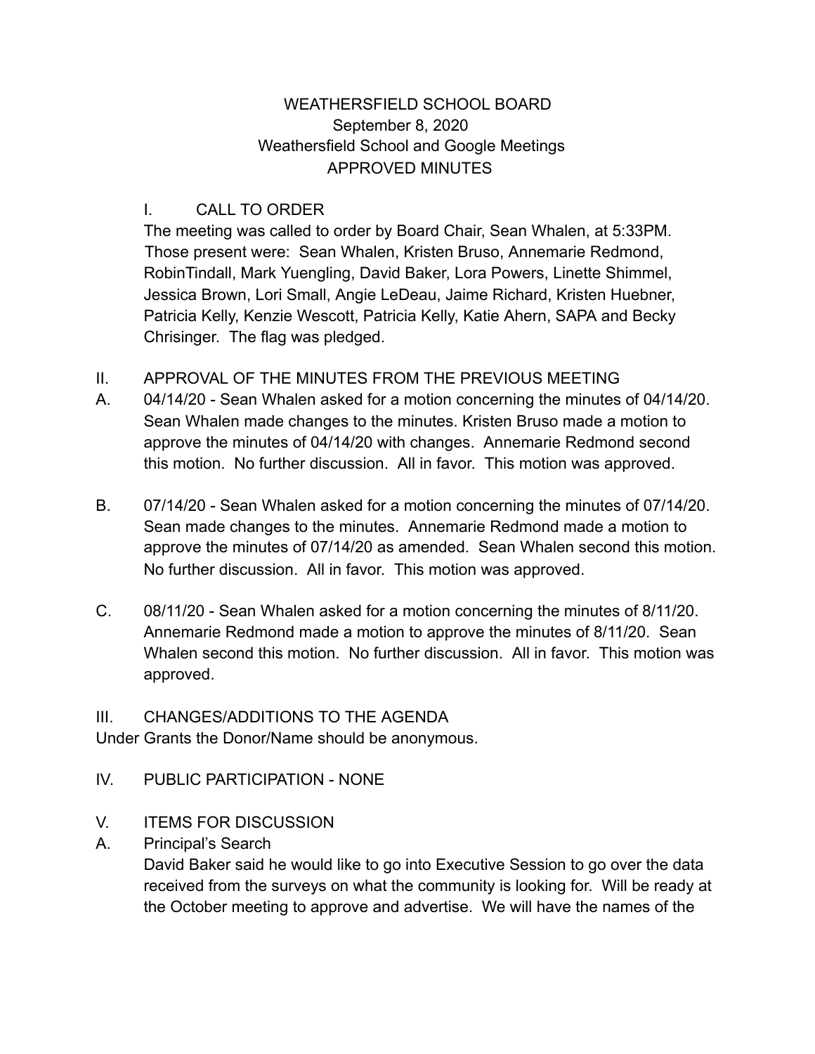WEATHERSFIELD SCHOOL BOARD
September 8, 2020
Weathersfield School and Google Meetings
APPROVED MINUTES

I. CALL TO ORDER

The meeting was called to order by Board Chair, Sean Whalen, at 5:33PM. Those present were: Sean Whalen, Kristen Bruso, Annemarie Redmond, RobinTindall, Mark Yuengling, David Baker, Lora Powers, Linette Shimmel, Jessica Brown, Lori Small, Angie LeDeau, Jaime Richard, Kristen Huebner, Patricia Kelly, Kenzie Wescott, Patricia Kelly, Katie Ahern, SAPA and Becky Chrisinger. The flag was pledged.

II. APPROVAL OF THE MINUTES FROM THE PREVIOUS MEETING

A. 04/14/20 - Sean Whalen asked for a motion concerning the minutes of 04/14/20. Sean Whalen made changes to the minutes. Kristen Bruso made a motion to approve the minutes of 04/14/20 with changes. Annemarie Redmond second this motion. No further discussion. All in favor. This motion was approved.

B. 07/14/20 - Sean Whalen asked for a motion concerning the minutes of 07/14/20. Sean made changes to the minutes. Annemarie Redmond made a motion to approve the minutes of 07/14/20 as amended. Sean Whalen second this motion. No further discussion. All in favor. This motion was approved.

C. 08/11/20 - Sean Whalen asked for a motion concerning the minutes of 8/11/20. Annemarie Redmond made a motion to approve the minutes of 8/11/20. Sean Whalen second this motion. No further discussion. All in favor. This motion was approved.

III. CHANGES/ADDITIONS TO THE AGENDA

Under Grants the Donor/Name should be anonymous.

IV. PUBLIC PARTICIPATION - NONE

V. ITEMS FOR DISCUSSION

A. Principal's Search

David Baker said he would like to go into Executive Session to go over the data received from the surveys on what the community is looking for. Will be ready at the October meeting to approve and advertise. We will have the names of the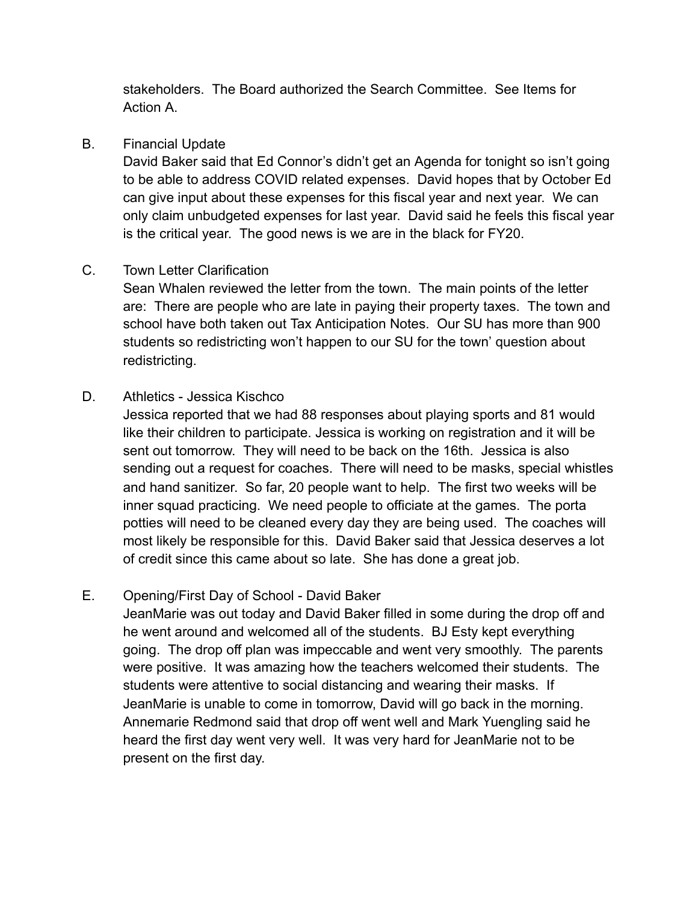stakeholders. The Board authorized the Search Committee. See Items for Action A.

B. Financial Update

David Baker said that Ed Connor's didn't get an Agenda for tonight so isn't going to be able to address COVID related expenses. David hopes that by October Ed can give input about these expenses for this fiscal year and next year. We can only claim unbudgeted expenses for last year. David said he feels this fiscal year is the critical year. The good news is we are in the black for FY20.

C. Town Letter Clarification

Sean Whalen reviewed the letter from the town. The main points of the letter are: There are people who are late in paying their property taxes. The town and school have both taken out Tax Anticipation Notes. Our SU has more than 900 students so redistricting won't happen to our SU for the town' question about redistricting.

D. Athletics - Jessica Kischco

Jessica reported that we had 88 responses about playing sports and 81 would like their children to participate. Jessica is working on registration and it will be sent out tomorrow. They will need to be back on the 16th. Jessica is also sending out a request for coaches. There will need to be masks, special whistles and hand sanitizer. So far, 20 people want to help. The first two weeks will be inner squad practicing. We need people to officiate at the games. The porta potties will need to be cleaned every day they are being used. The coaches will most likely be responsible for this. David Baker said that Jessica deserves a lot of credit since this came about so late. She has done a great job.

E. Opening/First Day of School - David Baker

JeanMarie was out today and David Baker filled in some during the drop off and he went around and welcomed all of the students. BJ Esty kept everything going. The drop off plan was impeccable and went very smoothly. The parents were positive. It was amazing how the teachers welcomed their students. The students were attentive to social distancing and wearing their masks. If JeanMarie is unable to come in tomorrow, David will go back in the morning. Annemarie Redmond said that drop off went well and Mark Yuengling said he heard the first day went very well. It was very hard for JeanMarie not to be present on the first day.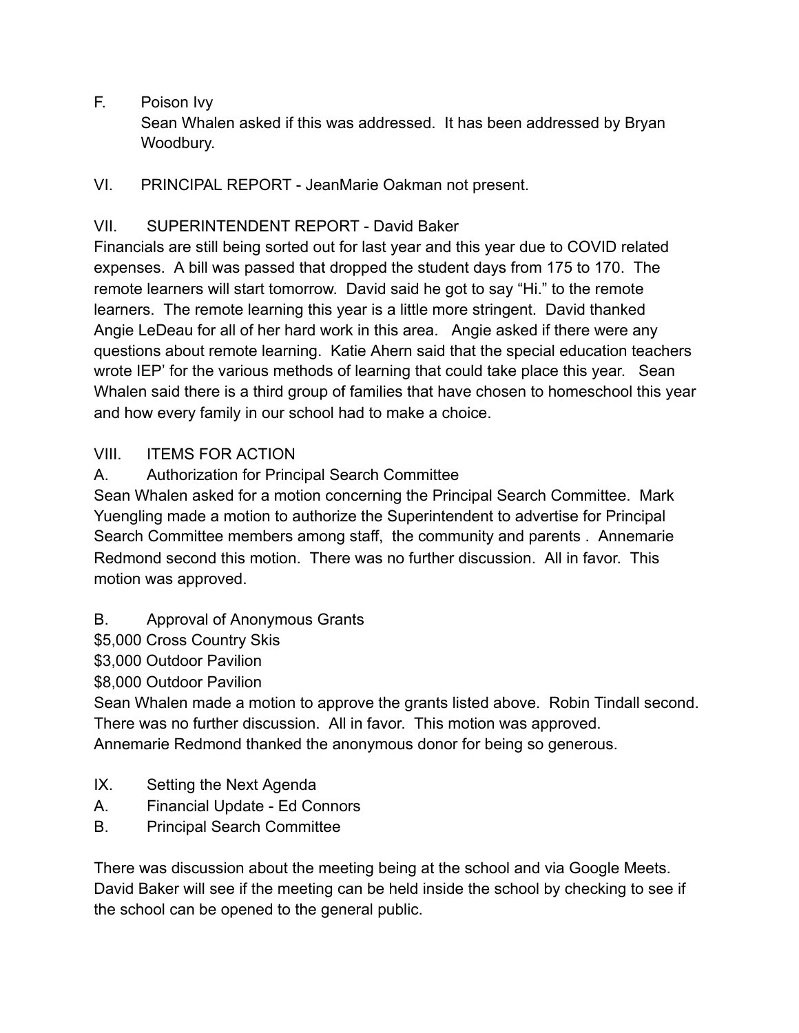F. Poison Ivy

Sean Whalen asked if this was addressed. It has been addressed by Bryan Woodbury.

VI. PRINCIPAL REPORT - JeanMarie Oakman not present.

VII. SUPERINTENDENT REPORT - David Baker

Financials are still being sorted out for last year and this year due to COVID related expenses. A bill was passed that dropped the student days from 175 to 170. The remote learners will start tomorrow. David said he got to say "Hi." to the remote learners. The remote learning this year is a little more stringent. David thanked Angie LeDeau for all of her hard work in this area. Angie asked if there were any questions about remote learning. Katie Ahern said that the special education teachers wrote IEP' for the various methods of learning that could take place this year. Sean Whalen said there is a third group of families that have chosen to homeschool this year and how every family in our school had to make a choice.

VIII. ITEMS FOR ACTION

A. Authorization for Principal Search Committee

Sean Whalen asked for a motion concerning the Principal Search Committee. Mark Yuengling made a motion to authorize the Superintendent to advertise for Principal Search Committee members among staff, the community and parents . Annemarie Redmond second this motion. There was no further discussion. All in favor. This motion was approved.

B. Approval of Anonymous Grants

$5,000 Cross Country Skis
$3,000 Outdoor Pavilion
$8,000 Outdoor Pavilion

Sean Whalen made a motion to approve the grants listed above. Robin Tindall second. There was no further discussion. All in favor. This motion was approved.
Annemarie Redmond thanked the anonymous donor for being so generous.

IX. Setting the Next Agenda

A. Financial Update - Ed Connors
B. Principal Search Committee

There was discussion about the meeting being at the school and via Google Meets. David Baker will see if the meeting can be held inside the school by checking to see if the school can be opened to the general public.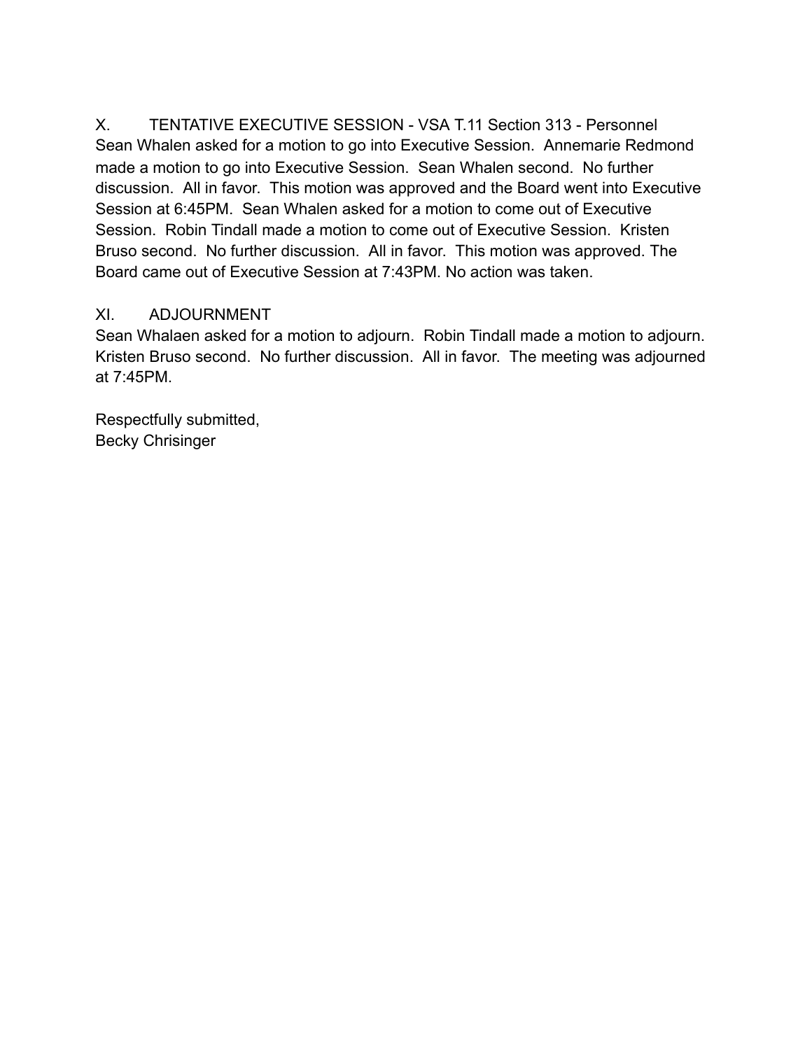## X. TENTATIVE EXECUTIVE SESSION - VSA T.11 Section 313 - Personnel

Sean Whalen asked for a motion to go into Executive Session. Annemarie Redmond made a motion to go into Executive Session. Sean Whalen second. No further discussion. All in favor. This motion was approved and the Board went into Executive Session at 6:45PM. Sean Whalen asked for a motion to come out of Executive Session. Robin Tindall made a motion to come out of Executive Session. Kristen Bruso second. No further discussion. All in favor. This motion was approved. The Board came out of Executive Session at 7:43PM. No action was taken.

## XI. ADJOURNMENT

Sean Whalaen asked for a motion to adjourn. Robin Tindall made a motion to adjourn. Kristen Bruso second. No further discussion. All in favor. The meeting was adjourned at 7:45PM.

Respectfully submitted,
Becky Chrisinger